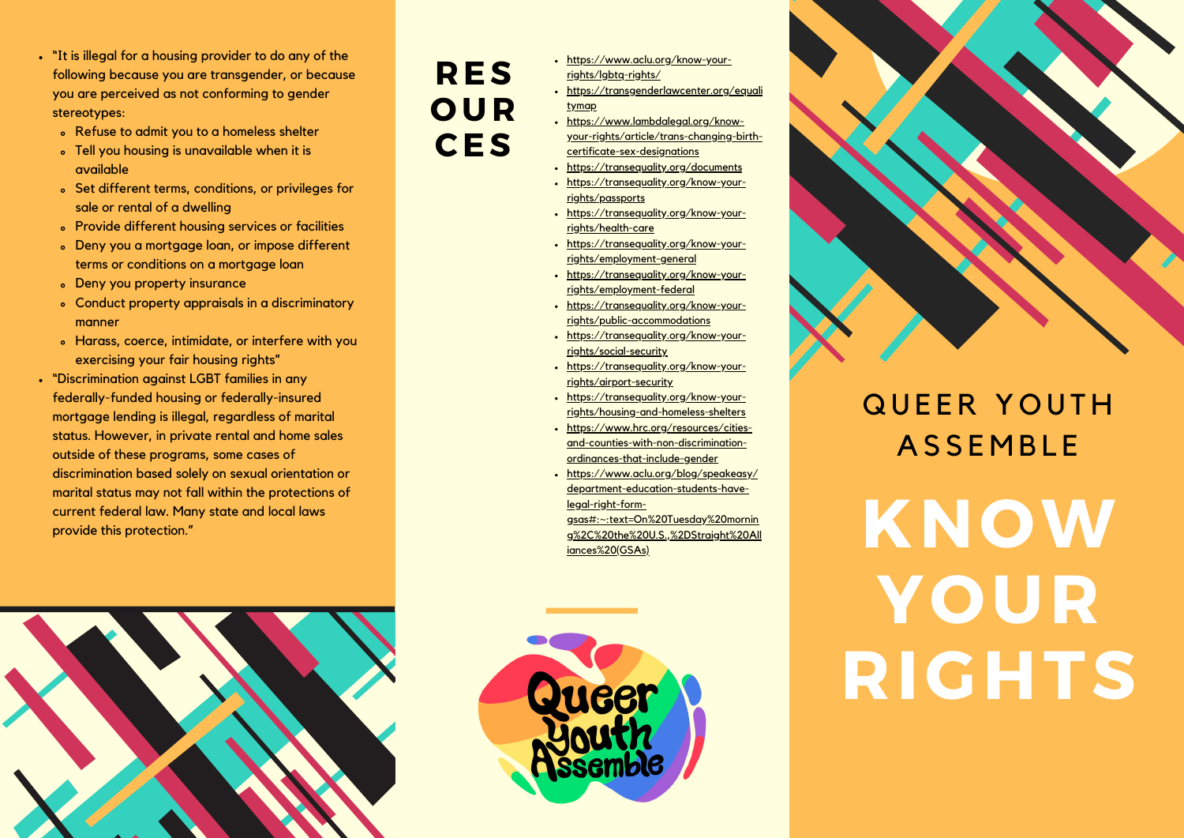- "It is illegal for a housing provider to do any of the following because you are transgender, or because you are perceived as not conforming to gender stereotypes:
  - Refuse to admit you to a homeless shelter
  - Tell you housing is unavailable when it is available
  - Set different terms, conditions, or privileges for sale or rental of a dwelling
  - Provide different housing services or facilities
  - Deny you a mortgage loan, or impose different terms or conditions on a mortgage loan
  - Deny you property insurance
  - Conduct property appraisals in a discriminatory manner
  - Harass, coerce, intimidate, or interfere with you exercising your fair housing rights"
- "Discrimination against LGBT families in any federally-funded housing or federally-insured mortgage lending is illegal, regardless of marital status. However, in private rental and home sales outside of these programs, some cases of discrimination based solely on sexual orientation or marital status may not fall within the protections of current federal law. Many state and local laws provide this protection."

# RESOURCES

- https://www.aclu.org/know-your-rights/lgbtq-rights/
- https://transgenderlawcenter.org/equalitymap
- https://www.lambdalegal.org/know-your-rights/article/trans-changing-birth-certificate-sex-designations
- https://transequality.org/documents
- https://transequality.org/know-your-rights/passports
- https://transequality.org/know-your-rights/health-care
- https://transequality.org/know-your-rights/employment-general
- https://transequality.org/know-your-rights/employment-federal
- https://transequality.org/know-your-rights/public-accommodations
- https://transequality.org/know-your-rights/social-security
- https://transequality.org/know-your-rights/airport-security
- https://transequality.org/know-your-rights/housing-and-homeless-shelters
- https://www.hrc.org/resources/cities-and-counties-with-non-discrimination-ordinances-that-include-gender
- https://www.aclu.org/blog/speakeasy/department-education-students-have-legal-right-form-gsas#:~:text=On%20Tuesday%20morning%2C%20the%20U.S.,%2DStraight%20Alliances%20(GSAs)

Queer Youth Assemble

## QUEER YOUTH ASSEMBLE

# KNOW YOUR RIGHTS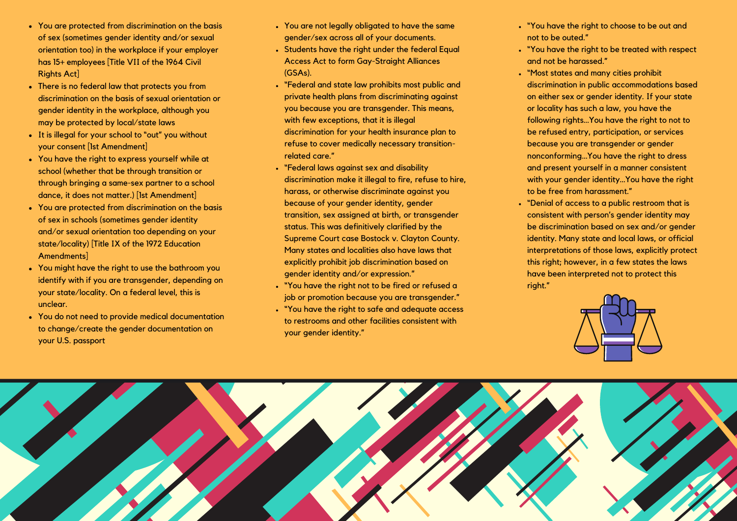- You are protected from discrimination on the basis of sex (sometimes gender identity and/or sexual orientation too) in the workplace if your employer has 15+ employees [Title VII of the 1964 Civil Rights Act]
- There is no federal law that protects you from discrimination on the basis of sexual orientation or gender identity in the workplace, although you may be protected by local/state laws
- It is illegal for your school to "out" you without your consent [1st Amendment]
- You have the right to express yourself while at school (whether that be through transition or through bringing a same-sex partner to a school dance, it does not matter.) [1st Amendment]
- You are protected from discrimination on the basis of sex in schools (sometimes gender identity and/or sexual orientation too depending on your state/locality) [Title IX of the 1972 Education Amendments]
- You might have the right to use the bathroom you identify with if you are transgender, depending on your state/locality. On a federal level, this is unclear.
- You do not need to provide medical documentation to change/create the gender documentation on your U.S. passport
- You are not legally obligated to have the same gender/sex across all of your documents.
- Students have the right under the federal Equal Access Act to form Gay-Straight Alliances (GSAs).
- "Federal and state law prohibits most public and private health plans from discriminating against you because you are transgender. This means, with few exceptions, that it is illegal discrimination for your health insurance plan to refuse to cover medically necessary transition-related care."
- "Federal laws against sex and disability discrimination make it illegal to fire, refuse to hire, harass, or otherwise discriminate against you because of your gender identity, gender transition, sex assigned at birth, or transgender status. This was definitively clarified by the Supreme Court case Bostock v. Clayton County. Many states and localities also have laws that explicitly prohibit job discrimination based on gender identity and/or expression."
- "You have the right not to be fired or refused a job or promotion because you are transgender."
- "You have the right to safe and adequate access to restrooms and other facilities consistent with your gender identity."
- "You have the right to choose to be out and not to be outed."
- "You have the right to be treated with respect and not be harassed."
- "Most states and many cities prohibit discrimination in public accommodations based on either sex or gender identity. If your state or locality has such a law, you have the following rights...You have the right to not to be refused entry, participation, or services because you are transgender or gender nonconforming...You have the right to dress and present yourself in a manner consistent with your gender identity...You have the right to be free from harassment."
- "Denial of access to a public restroom that is consistent with person's gender identity may be discrimination based on sex and/or gender identity. Many state and local laws, or official interpretations of those laws, explicitly protect this right; however, in a few states the laws have been interpreted not to protect this right."